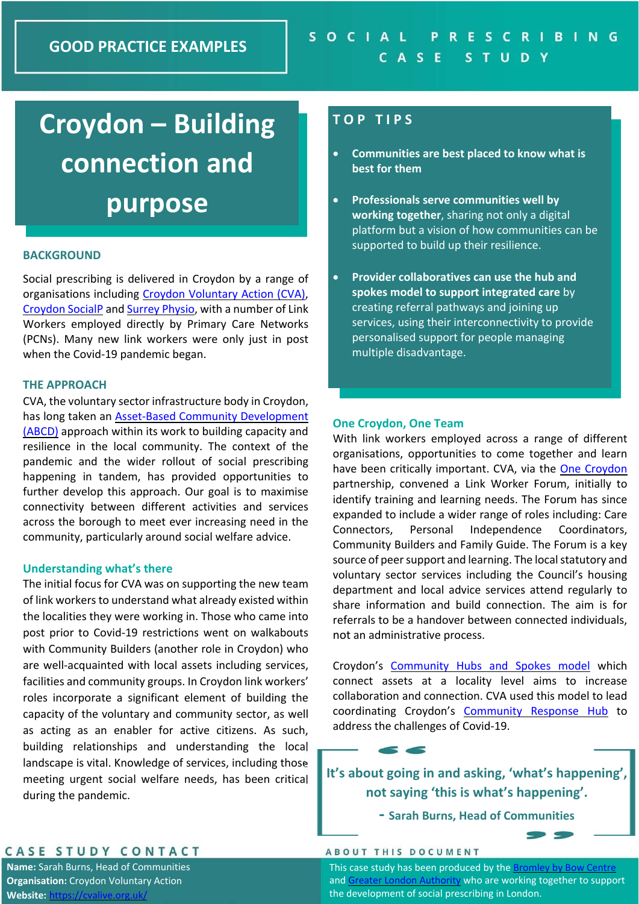GOOD PRACTICE EXAMPLES

SOCIAL PRESCRIBING CASE STUDY

# Croydon – Building connection and purpose

## BACKGROUND

Social prescribing is delivered in Croydon by a range of organisations including [Croydon Voluntary Action (CVA)](), [Croydon SocialP]() and [Surrey Physio](), with a number of Link Workers employed directly by Primary Care Networks (PCNs). Many new link workers were only just in post when the Covid-19 pandemic began.

## THE APPROACH

CVA, the voluntary sector infrastructure body in Croydon, has long taken an [Asset-Based Community Development (ABCD)]() approach within its work to building capacity and resilience in the local community. The context of the pandemic and the wider rollout of social prescribing happening in tandem, has provided opportunities to further develop this approach. Our goal is to maximise connectivity between different activities and services across the borough to meet ever increasing need in the community, particularly around social welfare advice.

### Understanding what's there

The initial focus for CVA was on supporting the new team of link workers to understand what already existed within the localities they were working in. Those who came into post prior to Covid-19 restrictions went on walkabouts with Community Builders (another role in Croydon) who are well-acquainted with local assets including services, facilities and community groups. In Croydon link workers' roles incorporate a significant element of building the capacity of the voluntary and community sector, as well as acting as an enabler for active citizens. As such, building relationships and understanding the local landscape is vital. Knowledge of services, including those meeting urgent social welfare needs, has been critical during the pandemic.

## TOP TIPS

- **Communities are best placed to know what is best for them**
- **Professionals serve communities well by working together**, sharing not only a digital platform but a vision of how communities can be supported to build up their resilience.
- **Provider collaboratives can use the hub and spokes model to support integrated care** by creating referral pathways and joining up services, using their interconnectivity to provide personalised support for people managing multiple disadvantage.

### One Croydon, One Team

With link workers employed across a range of different organisations, opportunities to come together and learn have been critically important. CVA, via the [One Croydon]() partnership, convened a Link Worker Forum, initially to identify training and learning needs. The Forum has since expanded to include a wider range of roles including: Care Connectors, Personal Independence Coordinators, Community Builders and Family Guide. The Forum is a key source of peer support and learning. The local statutory and voluntary sector services including the Council's housing department and local advice services attend regularly to share information and build connection. The aim is for referrals to be a handover between connected individuals, not an administrative process.

Croydon's [Community Hubs and Spokes model]() which connect assets at a locality level aims to increase collaboration and connection. CVA used this model to lead coordinating Croydon's [Community Response Hub]() to address the challenges of Covid-19.

> **It's about going in and asking, 'what's happening', not saying 'this is what's happening'.**
>
> **- Sarah Burns, Head of Communities**

## CASE STUDY CONTACT

**Name:** Sarah Burns, Head of Communities
**Organisation:** Croydon Voluntary Action
**Website:** [https://cvalive.org.uk/](https://cvalive.org.uk/)

## ABOUT THIS DOCUMENT

This case study has been produced by the [Bromley by Bow Centre]() and [Greater London Authority]() who are working together to support the development of social prescribing in London.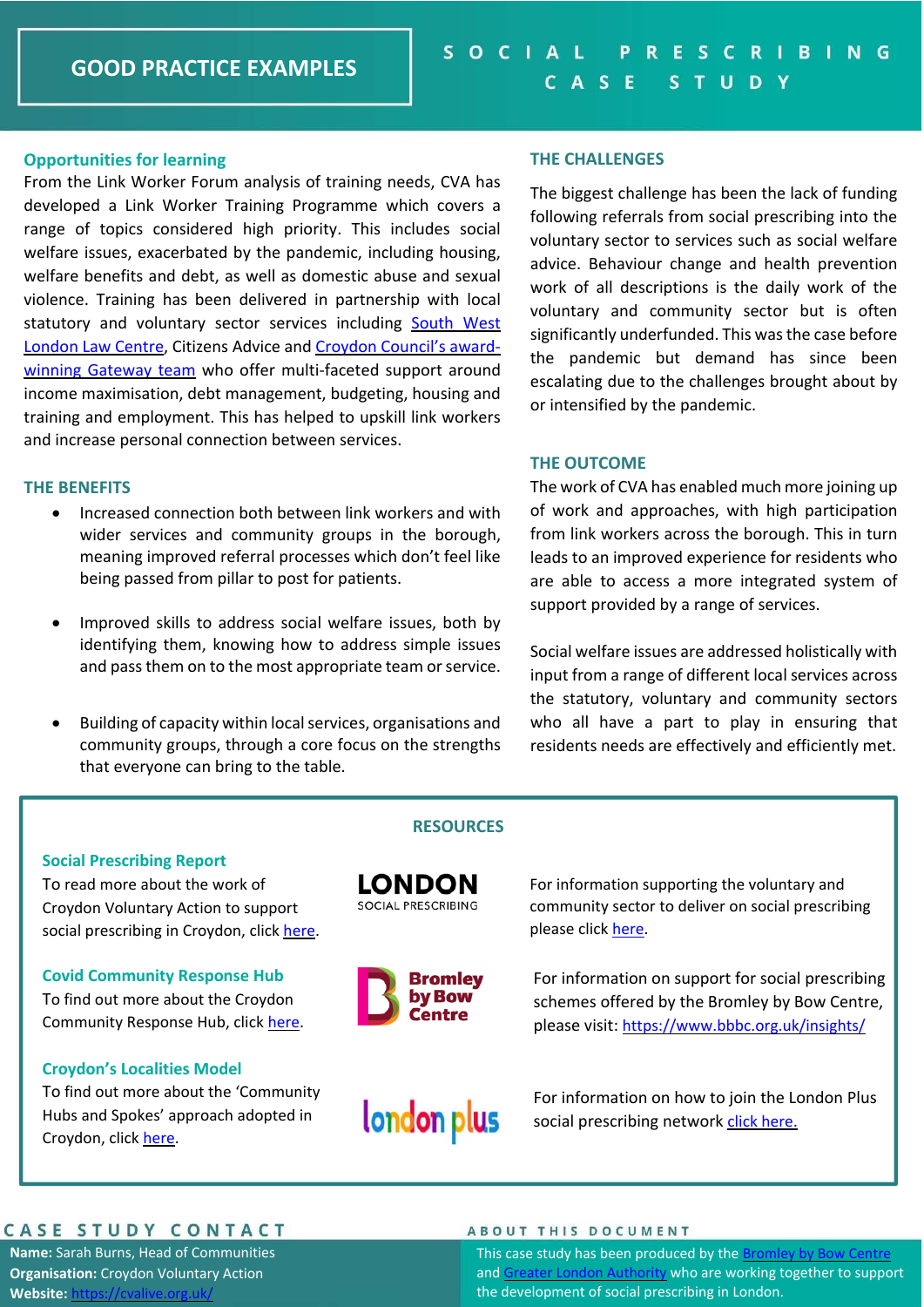# GOOD PRACTICE EXAMPLES

SOCIAL PRESCRIBING CASE STUDY

### Opportunities for learning

From the Link Worker Forum analysis of training needs, CVA has developed a Link Worker Training Programme which covers a range of topics considered high priority. This includes social welfare issues, exacerbated by the pandemic, including housing, welfare benefits and debt, as well as domestic abuse and sexual violence. Training has been delivered in partnership with local statutory and voluntary sector services including South West London Law Centre, Citizens Advice and Croydon Council's award-winning Gateway team who offer multi-faceted support around income maximisation, debt management, budgeting, housing and training and employment. This has helped to upskill link workers and increase personal connection between services.

### THE BENEFITS

- Increased connection both between link workers and with wider services and community groups in the borough, meaning improved referral processes which don't feel like being passed from pillar to post for patients.
- Improved skills to address social welfare issues, both by identifying them, knowing how to address simple issues and pass them on to the most appropriate team or service.
- Building of capacity within local services, organisations and community groups, through a core focus on the strengths that everyone can bring to the table.

### THE CHALLENGES

The biggest challenge has been the lack of funding following referrals from social prescribing into the voluntary sector to services such as social welfare advice. Behaviour change and health prevention work of all descriptions is the daily work of the voluntary and community sector but is often significantly underfunded. This was the case before the pandemic but demand has since been escalating due to the challenges brought about by or intensified by the pandemic.

### THE OUTCOME

The work of CVA has enabled much more joining up of work and approaches, with high participation from link workers across the borough. This in turn leads to an improved experience for residents who are able to access a more integrated system of support provided by a range of services.

Social welfare issues are addressed holistically with input from a range of different local services across the statutory, voluntary and community sectors who all have a part to play in ensuring that residents needs are effectively and efficiently met.

## RESOURCES

**Social Prescribing Report**
To read more about the work of Croydon Voluntary Action to support social prescribing in Croydon, click here.

**Covid Community Response Hub**
To find out more about the Croydon Community Response Hub, click here.

**Croydon's Localities Model**
To find out more about the 'Community Hubs and Spokes' approach adopted in Croydon, click here.

LONDON SOCIAL PRESCRIBING

For information supporting the voluntary and community sector to deliver on social prescribing please click here.

Bromley by Bow Centre

For information on support for social prescribing schemes offered by the Bromley by Bow Centre, please visit: https://www.bbbc.org.uk/insights/

london plus

For information on how to join the London Plus social prescribing network click here.

## CASE STUDY CONTACT

**Name:** Sarah Burns, Head of Communities
**Organisation:** Croydon Voluntary Action
**Website:** https://cvalive.org.uk/

## ABOUT THIS DOCUMENT

This case study has been produced by the Bromley by Bow Centre and Greater London Authority who are working together to support the development of social prescribing in London.